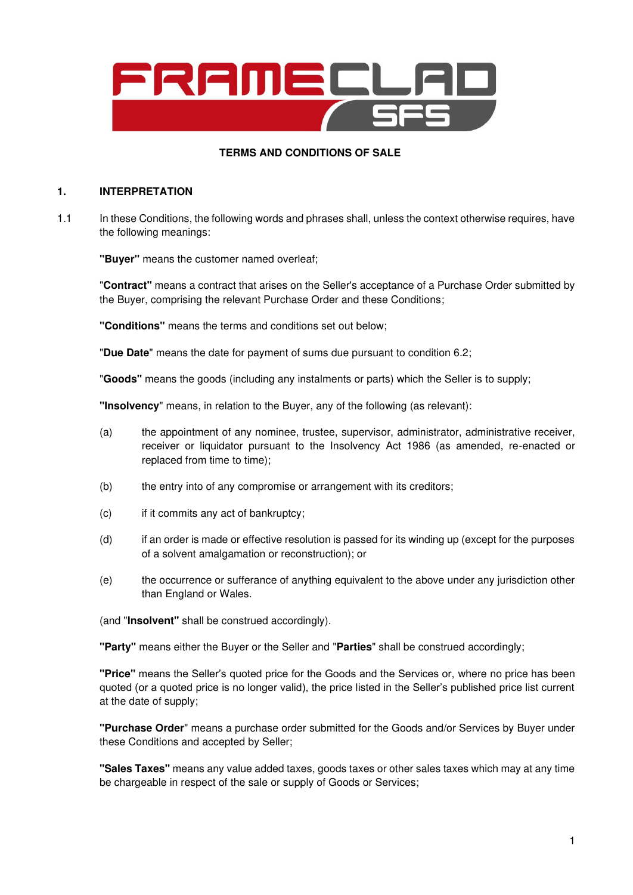# TERMS AND CONDITIONS OF SALE

## 1. INTERPRETATION

1.1 In these Conditions, the following words and phrases shall, unless the context otherwise requires, have the following meanings:

**"Buyer"** means the customer named overleaf;

"**Contract"** means a contract that arises on the Seller's acceptance of a Purchase Order submitted by the Buyer, comprising the relevant Purchase Order and these Conditions;

**"Conditions"** means the terms and conditions set out below;

"**Due Date**" means the date for payment of sums due pursuant to condition 6.2;

"**Goods"** means the goods (including any instalments or parts) which the Seller is to supply;

**"Insolvency**" means, in relation to the Buyer, any of the following (as relevant):

(a) the appointment of any nominee, trustee, supervisor, administrator, administrative receiver, receiver or liquidator pursuant to the Insolvency Act 1986 (as amended, re-enacted or replaced from time to time);

(b) the entry into of any compromise or arrangement with its creditors;

(c) if it commits any act of bankruptcy;

(d) if an order is made or effective resolution is passed for its winding up (except for the purposes of a solvent amalgamation or reconstruction); or

(e) the occurrence or sufferance of anything equivalent to the above under any jurisdiction other than England or Wales.

(and "**Insolvent"** shall be construed accordingly).

**"Party"** means either the Buyer or the Seller and "**Parties**" shall be construed accordingly;

**"Price"** means the Seller's quoted price for the Goods and the Services or, where no price has been quoted (or a quoted price is no longer valid), the price listed in the Seller's published price list current at the date of supply;

**"Purchase Order**" means a purchase order submitted for the Goods and/or Services by Buyer under these Conditions and accepted by Seller;

**"Sales Taxes"** means any value added taxes, goods taxes or other sales taxes which may at any time be chargeable in respect of the sale or supply of Goods or Services;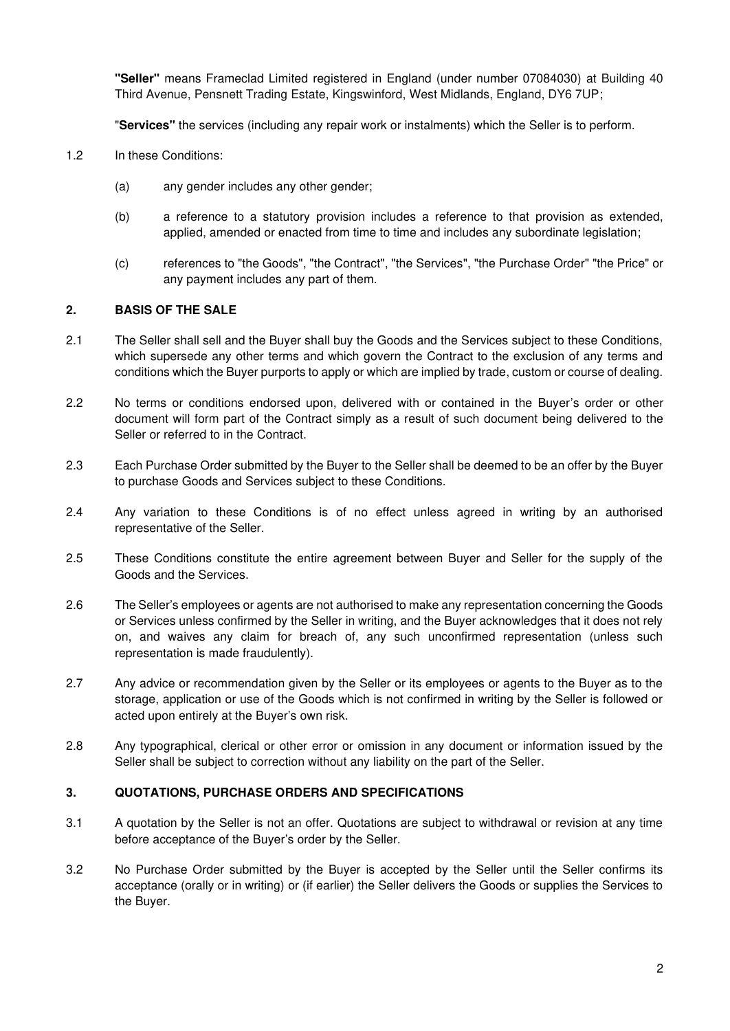**"Seller"** means Frameclad Limited registered in England (under number 07084030) at Building 40 Third Avenue, Pensnett Trading Estate, Kingswinford, West Midlands, England, DY6 7UP;

"**Services"** the services (including any repair work or instalments) which the Seller is to perform.

1.2 In these Conditions:

(a) any gender includes any other gender;

(b) a reference to a statutory provision includes a reference to that provision as extended, applied, amended or enacted from time to time and includes any subordinate legislation;

(c) references to "the Goods", "the Contract", "the Services", "the Purchase Order" "the Price" or any payment includes any part of them.

## 2. BASIS OF THE SALE

2.1 The Seller shall sell and the Buyer shall buy the Goods and the Services subject to these Conditions, which supersede any other terms and which govern the Contract to the exclusion of any terms and conditions which the Buyer purports to apply or which are implied by trade, custom or course of dealing.

2.2 No terms or conditions endorsed upon, delivered with or contained in the Buyer's order or other document will form part of the Contract simply as a result of such document being delivered to the Seller or referred to in the Contract.

2.3 Each Purchase Order submitted by the Buyer to the Seller shall be deemed to be an offer by the Buyer to purchase Goods and Services subject to these Conditions.

2.4 Any variation to these Conditions is of no effect unless agreed in writing by an authorised representative of the Seller.

2.5 These Conditions constitute the entire agreement between Buyer and Seller for the supply of the Goods and the Services.

2.6 The Seller's employees or agents are not authorised to make any representation concerning the Goods or Services unless confirmed by the Seller in writing, and the Buyer acknowledges that it does not rely on, and waives any claim for breach of, any such unconfirmed representation (unless such representation is made fraudulently).

2.7 Any advice or recommendation given by the Seller or its employees or agents to the Buyer as to the storage, application or use of the Goods which is not confirmed in writing by the Seller is followed or acted upon entirely at the Buyer's own risk.

2.8 Any typographical, clerical or other error or omission in any document or information issued by the Seller shall be subject to correction without any liability on the part of the Seller.

## 3. QUOTATIONS, PURCHASE ORDERS AND SPECIFICATIONS

3.1 A quotation by the Seller is not an offer. Quotations are subject to withdrawal or revision at any time before acceptance of the Buyer's order by the Seller.

3.2 No Purchase Order submitted by the Buyer is accepted by the Seller until the Seller confirms its acceptance (orally or in writing) or (if earlier) the Seller delivers the Goods or supplies the Services to the Buyer.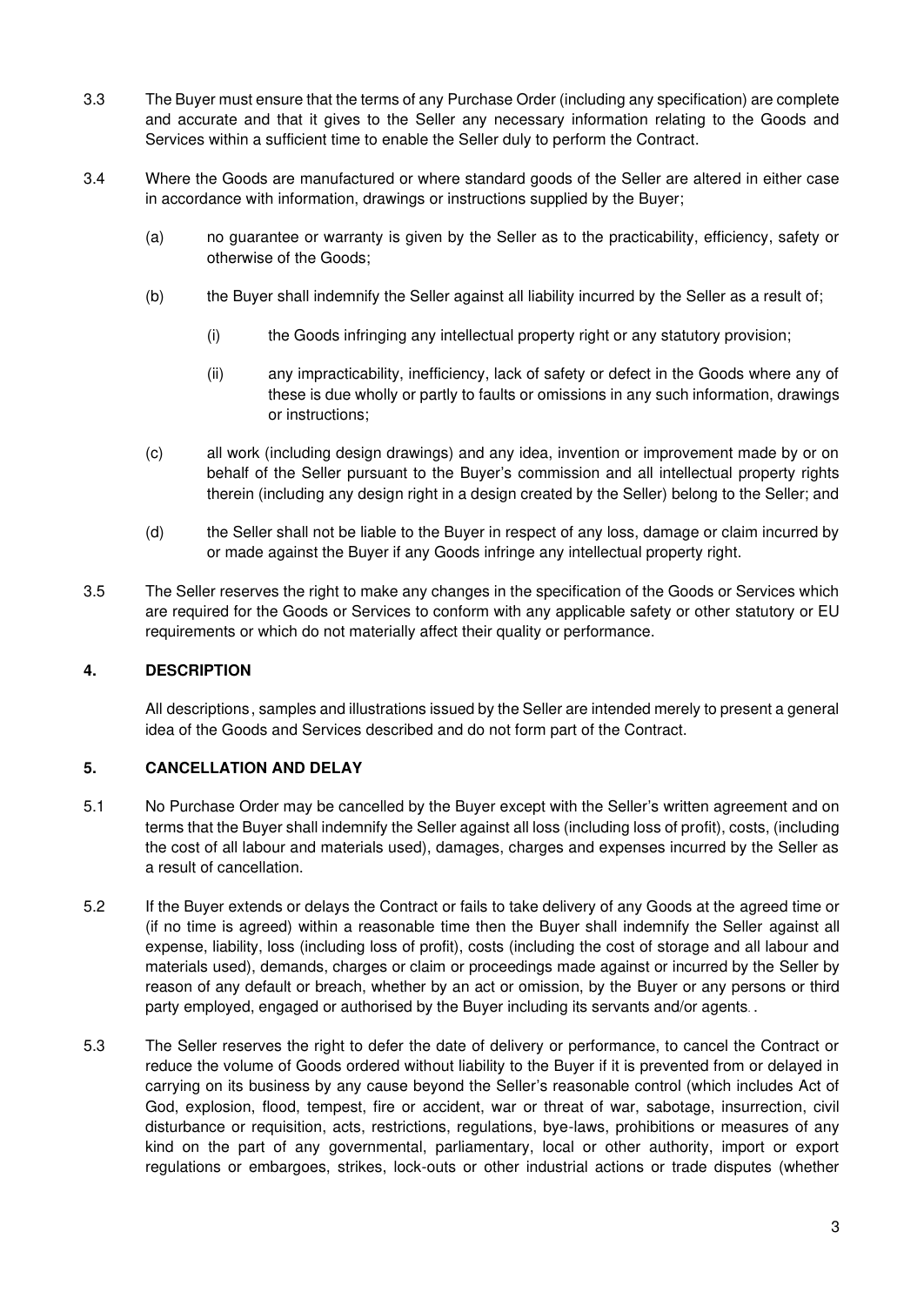3.3 The Buyer must ensure that the terms of any Purchase Order (including any specification) are complete and accurate and that it gives to the Seller any necessary information relating to the Goods and Services within a sufficient time to enable the Seller duly to perform the Contract.

3.4 Where the Goods are manufactured or where standard goods of the Seller are altered in either case in accordance with information, drawings or instructions supplied by the Buyer;

(a) no guarantee or warranty is given by the Seller as to the practicability, efficiency, safety or otherwise of the Goods;

(b) the Buyer shall indemnify the Seller against all liability incurred by the Seller as a result of;

(i) the Goods infringing any intellectual property right or any statutory provision;

(ii) any impracticability, inefficiency, lack of safety or defect in the Goods where any of these is due wholly or partly to faults or omissions in any such information, drawings or instructions;

(c) all work (including design drawings) and any idea, invention or improvement made by or on behalf of the Seller pursuant to the Buyer's commission and all intellectual property rights therein (including any design right in a design created by the Seller) belong to the Seller; and

(d) the Seller shall not be liable to the Buyer in respect of any loss, damage or claim incurred by or made against the Buyer if any Goods infringe any intellectual property right.

3.5 The Seller reserves the right to make any changes in the specification of the Goods or Services which are required for the Goods or Services to conform with any applicable safety or other statutory or EU requirements or which do not materially affect their quality or performance.

## 4. DESCRIPTION

All descriptions, samples and illustrations issued by the Seller are intended merely to present a general idea of the Goods and Services described and do not form part of the Contract.

## 5. CANCELLATION AND DELAY

5.1 No Purchase Order may be cancelled by the Buyer except with the Seller's written agreement and on terms that the Buyer shall indemnify the Seller against all loss (including loss of profit), costs, (including the cost of all labour and materials used), damages, charges and expenses incurred by the Seller as a result of cancellation.

5.2 If the Buyer extends or delays the Contract or fails to take delivery of any Goods at the agreed time or (if no time is agreed) within a reasonable time then the Buyer shall indemnify the Seller against all expense, liability, loss (including loss of profit), costs (including the cost of storage and all labour and materials used), demands, charges or claim or proceedings made against or incurred by the Seller by reason of any default or breach, whether by an act or omission, by the Buyer or any persons or third party employed, engaged or authorised by the Buyer including its servants and/or agents. .

5.3 The Seller reserves the right to defer the date of delivery or performance, to cancel the Contract or reduce the volume of Goods ordered without liability to the Buyer if it is prevented from or delayed in carrying on its business by any cause beyond the Seller's reasonable control (which includes Act of God, explosion, flood, tempest, fire or accident, war or threat of war, sabotage, insurrection, civil disturbance or requisition, acts, restrictions, regulations, bye-laws, prohibitions or measures of any kind on the part of any governmental, parliamentary, local or other authority, import or export regulations or embargoes, strikes, lock-outs or other industrial actions or trade disputes (whether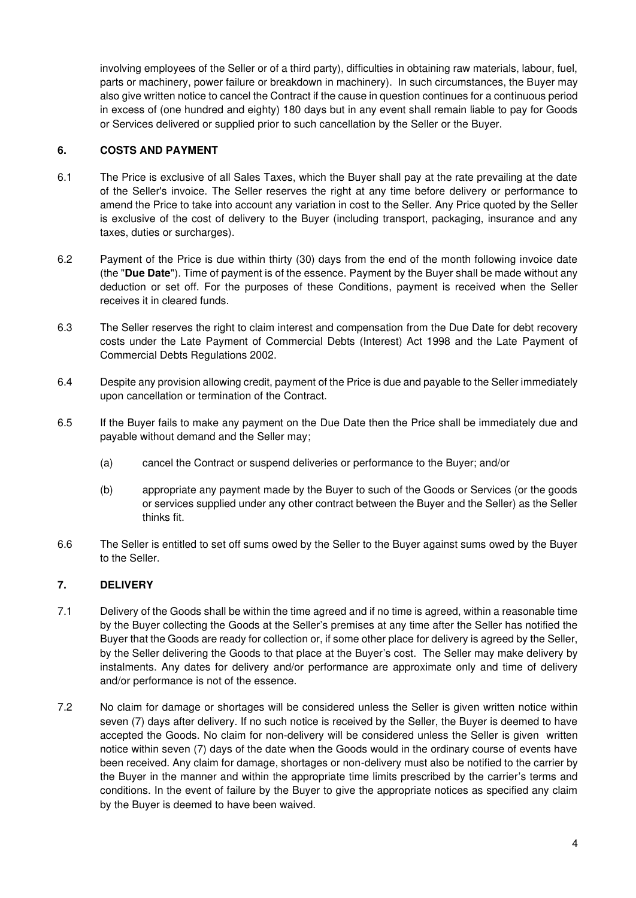involving employees of the Seller or of a third party), difficulties in obtaining raw materials, labour, fuel, parts or machinery, power failure or breakdown in machinery). In such circumstances, the Buyer may also give written notice to cancel the Contract if the cause in question continues for a continuous period in excess of (one hundred and eighty) 180 days but in any event shall remain liable to pay for Goods or Services delivered or supplied prior to such cancellation by the Seller or the Buyer.

## 6. COSTS AND PAYMENT

6.1 The Price is exclusive of all Sales Taxes, which the Buyer shall pay at the rate prevailing at the date of the Seller's invoice. The Seller reserves the right at any time before delivery or performance to amend the Price to take into account any variation in cost to the Seller. Any Price quoted by the Seller is exclusive of the cost of delivery to the Buyer (including transport, packaging, insurance and any taxes, duties or surcharges).

6.2 Payment of the Price is due within thirty (30) days from the end of the month following invoice date (the "**Due Date**"). Time of payment is of the essence. Payment by the Buyer shall be made without any deduction or set off. For the purposes of these Conditions, payment is received when the Seller receives it in cleared funds.

6.3 The Seller reserves the right to claim interest and compensation from the Due Date for debt recovery costs under the Late Payment of Commercial Debts (Interest) Act 1998 and the Late Payment of Commercial Debts Regulations 2002.

6.4 Despite any provision allowing credit, payment of the Price is due and payable to the Seller immediately upon cancellation or termination of the Contract.

6.5 If the Buyer fails to make any payment on the Due Date then the Price shall be immediately due and payable without demand and the Seller may;

(a) cancel the Contract or suspend deliveries or performance to the Buyer; and/or

(b) appropriate any payment made by the Buyer to such of the Goods or Services (or the goods or services supplied under any other contract between the Buyer and the Seller) as the Seller thinks fit.

6.6 The Seller is entitled to set off sums owed by the Seller to the Buyer against sums owed by the Buyer to the Seller.

## 7. DELIVERY

7.1 Delivery of the Goods shall be within the time agreed and if no time is agreed, within a reasonable time by the Buyer collecting the Goods at the Seller's premises at any time after the Seller has notified the Buyer that the Goods are ready for collection or, if some other place for delivery is agreed by the Seller, by the Seller delivering the Goods to that place at the Buyer's cost. The Seller may make delivery by instalments. Any dates for delivery and/or performance are approximate only and time of delivery and/or performance is not of the essence.

7.2 No claim for damage or shortages will be considered unless the Seller is given written notice within seven (7) days after delivery. If no such notice is received by the Seller, the Buyer is deemed to have accepted the Goods. No claim for non-delivery will be considered unless the Seller is given written notice within seven (7) days of the date when the Goods would in the ordinary course of events have been received. Any claim for damage, shortages or non-delivery must also be notified to the carrier by the Buyer in the manner and within the appropriate time limits prescribed by the carrier's terms and conditions. In the event of failure by the Buyer to give the appropriate notices as specified any claim by the Buyer is deemed to have been waived.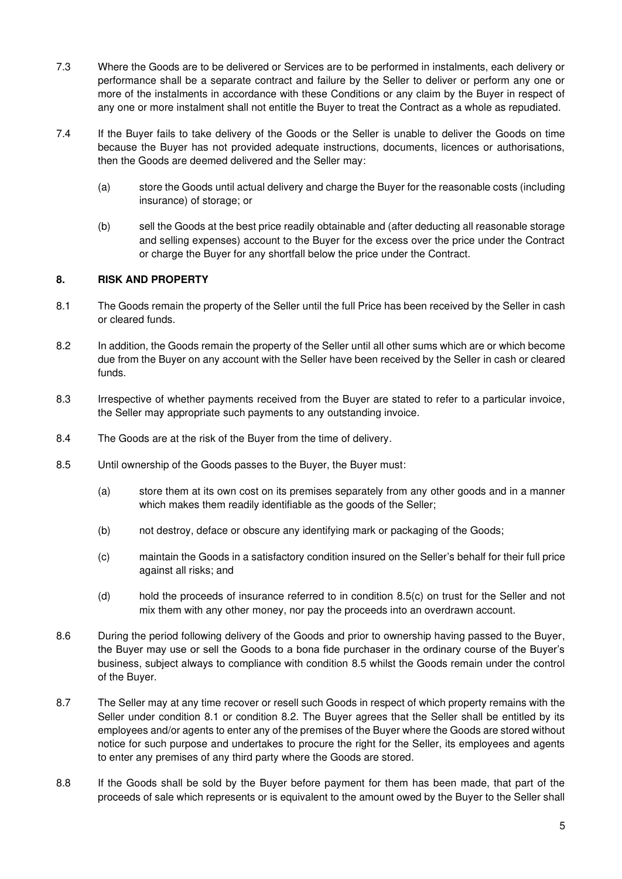7.3 Where the Goods are to be delivered or Services are to be performed in instalments, each delivery or performance shall be a separate contract and failure by the Seller to deliver or perform any one or more of the instalments in accordance with these Conditions or any claim by the Buyer in respect of any one or more instalment shall not entitle the Buyer to treat the Contract as a whole as repudiated.

7.4 If the Buyer fails to take delivery of the Goods or the Seller is unable to deliver the Goods on time because the Buyer has not provided adequate instructions, documents, licences or authorisations, then the Goods are deemed delivered and the Seller may:

(a) store the Goods until actual delivery and charge the Buyer for the reasonable costs (including insurance) of storage; or

(b) sell the Goods at the best price readily obtainable and (after deducting all reasonable storage and selling expenses) account to the Buyer for the excess over the price under the Contract or charge the Buyer for any shortfall below the price under the Contract.

## 8. RISK AND PROPERTY

8.1 The Goods remain the property of the Seller until the full Price has been received by the Seller in cash or cleared funds.

8.2 In addition, the Goods remain the property of the Seller until all other sums which are or which become due from the Buyer on any account with the Seller have been received by the Seller in cash or cleared funds.

8.3 Irrespective of whether payments received from the Buyer are stated to refer to a particular invoice, the Seller may appropriate such payments to any outstanding invoice.

8.4 The Goods are at the risk of the Buyer from the time of delivery.

8.5 Until ownership of the Goods passes to the Buyer, the Buyer must:

(a) store them at its own cost on its premises separately from any other goods and in a manner which makes them readily identifiable as the goods of the Seller;

(b) not destroy, deface or obscure any identifying mark or packaging of the Goods;

(c) maintain the Goods in a satisfactory condition insured on the Seller's behalf for their full price against all risks; and

(d) hold the proceeds of insurance referred to in condition 8.5(c) on trust for the Seller and not mix them with any other money, nor pay the proceeds into an overdrawn account.

8.6 During the period following delivery of the Goods and prior to ownership having passed to the Buyer, the Buyer may use or sell the Goods to a bona fide purchaser in the ordinary course of the Buyer's business, subject always to compliance with condition 8.5 whilst the Goods remain under the control of the Buyer.

8.7 The Seller may at any time recover or resell such Goods in respect of which property remains with the Seller under condition 8.1 or condition 8.2. The Buyer agrees that the Seller shall be entitled by its employees and/or agents to enter any of the premises of the Buyer where the Goods are stored without notice for such purpose and undertakes to procure the right for the Seller, its employees and agents to enter any premises of any third party where the Goods are stored.

8.8 If the Goods shall be sold by the Buyer before payment for them has been made, that part of the proceeds of sale which represents or is equivalent to the amount owed by the Buyer to the Seller shall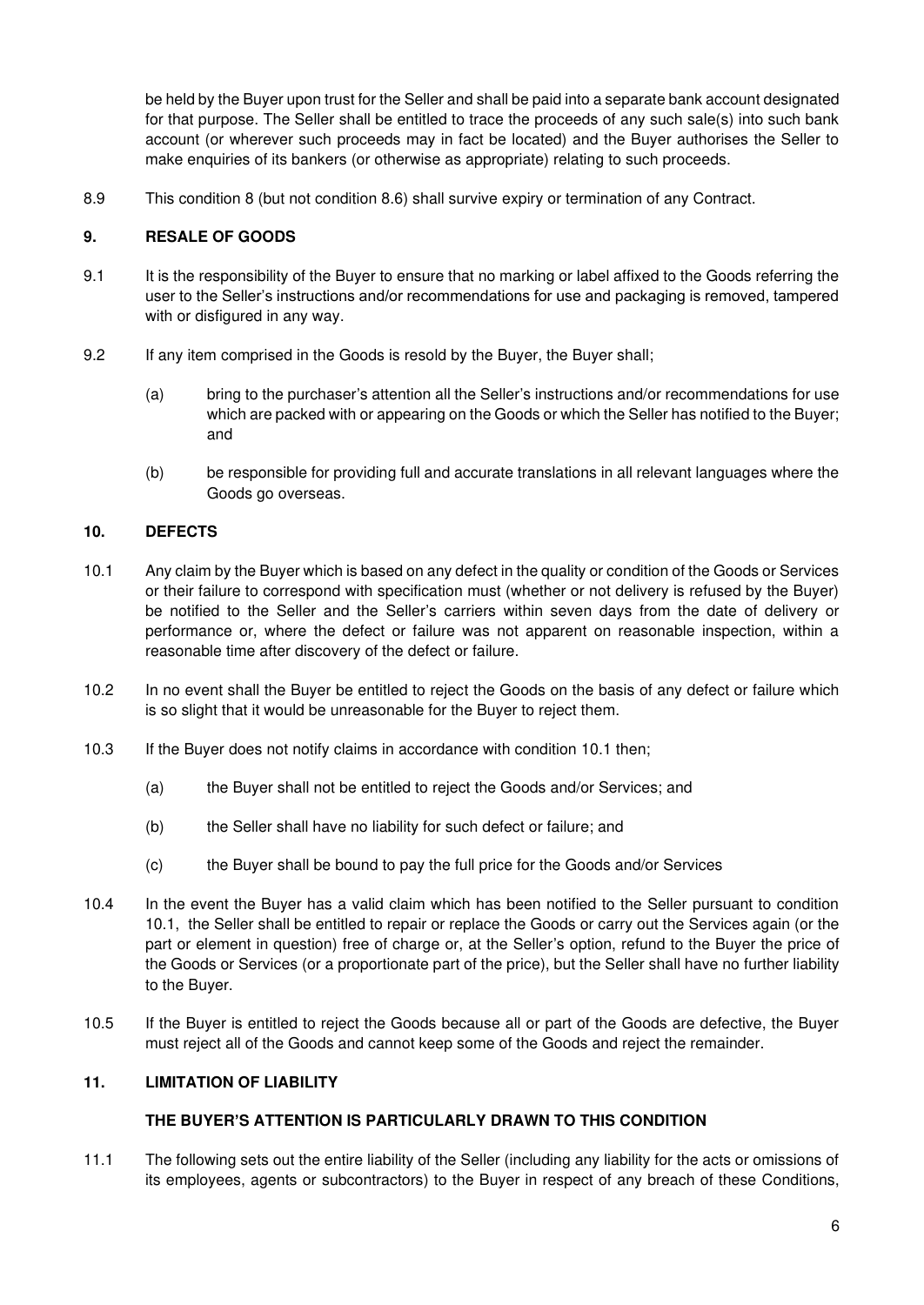be held by the Buyer upon trust for the Seller and shall be paid into a separate bank account designated for that purpose. The Seller shall be entitled to trace the proceeds of any such sale(s) into such bank account (or wherever such proceeds may in fact be located) and the Buyer authorises the Seller to make enquiries of its bankers (or otherwise as appropriate) relating to such proceeds.

8.9 This condition 8 (but not condition 8.6) shall survive expiry or termination of any Contract.

## 9. RESALE OF GOODS

9.1 It is the responsibility of the Buyer to ensure that no marking or label affixed to the Goods referring the user to the Seller's instructions and/or recommendations for use and packaging is removed, tampered with or disfigured in any way.

9.2 If any item comprised in the Goods is resold by the Buyer, the Buyer shall;

(a) bring to the purchaser's attention all the Seller's instructions and/or recommendations for use which are packed with or appearing on the Goods or which the Seller has notified to the Buyer; and

(b) be responsible for providing full and accurate translations in all relevant languages where the Goods go overseas.

## 10. DEFECTS

10.1 Any claim by the Buyer which is based on any defect in the quality or condition of the Goods or Services or their failure to correspond with specification must (whether or not delivery is refused by the Buyer) be notified to the Seller and the Seller's carriers within seven days from the date of delivery or performance or, where the defect or failure was not apparent on reasonable inspection, within a reasonable time after discovery of the defect or failure.

10.2 In no event shall the Buyer be entitled to reject the Goods on the basis of any defect or failure which is so slight that it would be unreasonable for the Buyer to reject them.

10.3 If the Buyer does not notify claims in accordance with condition 10.1 then;

(a) the Buyer shall not be entitled to reject the Goods and/or Services; and

(b) the Seller shall have no liability for such defect or failure; and

(c) the Buyer shall be bound to pay the full price for the Goods and/or Services

10.4 In the event the Buyer has a valid claim which has been notified to the Seller pursuant to condition 10.1, the Seller shall be entitled to repair or replace the Goods or carry out the Services again (or the part or element in question) free of charge or, at the Seller's option, refund to the Buyer the price of the Goods or Services (or a proportionate part of the price), but the Seller shall have no further liability to the Buyer.

10.5 If the Buyer is entitled to reject the Goods because all or part of the Goods are defective, the Buyer must reject all of the Goods and cannot keep some of the Goods and reject the remainder.

## 11. LIMITATION OF LIABILITY

**THE BUYER'S ATTENTION IS PARTICULARLY DRAWN TO THIS CONDITION**

11.1 The following sets out the entire liability of the Seller (including any liability for the acts or omissions of its employees, agents or subcontractors) to the Buyer in respect of any breach of these Conditions,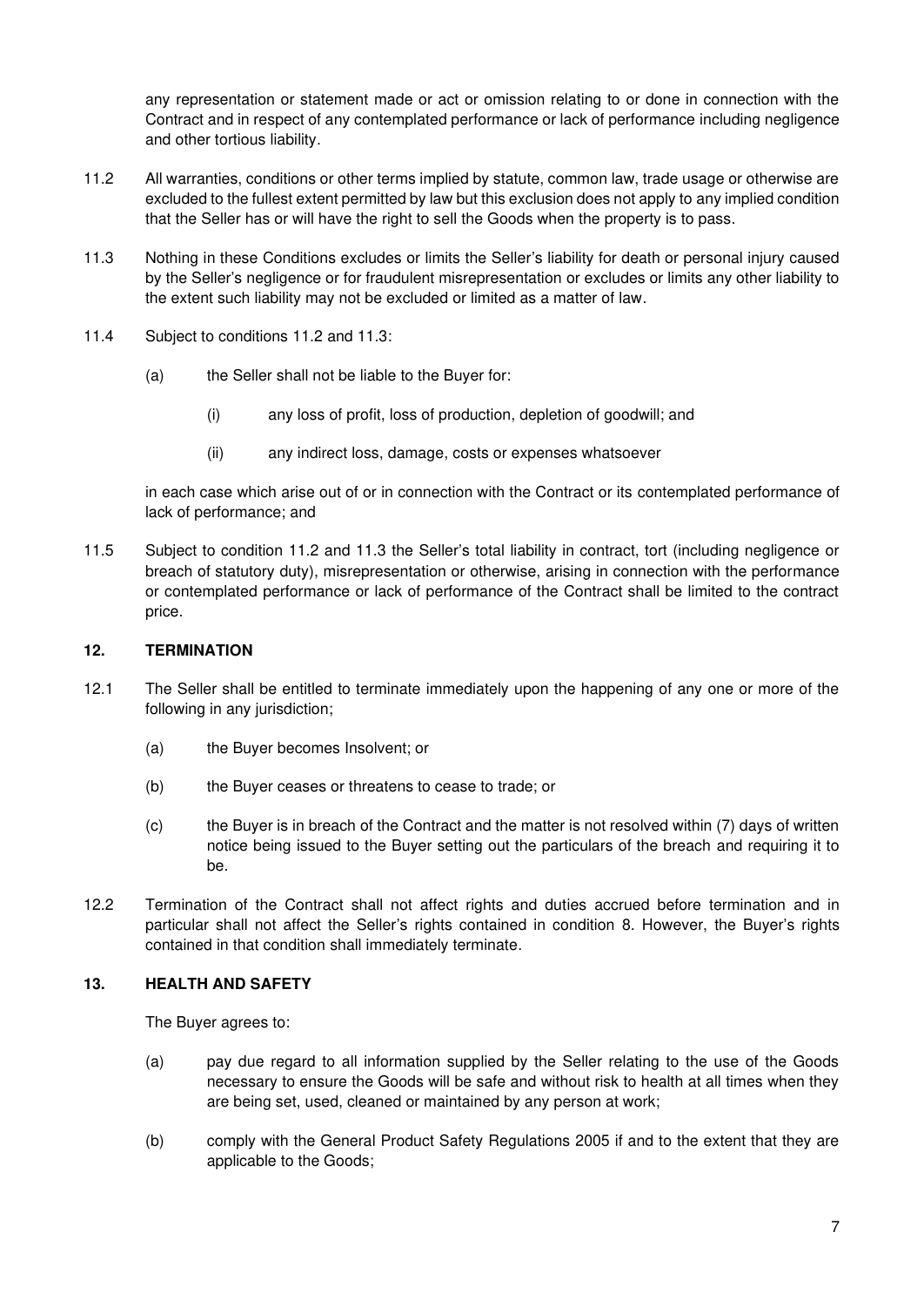any representation or statement made or act or omission relating to or done in connection with the Contract and in respect of any contemplated performance or lack of performance including negligence and other tortious liability.

11.2 All warranties, conditions or other terms implied by statute, common law, trade usage or otherwise are excluded to the fullest extent permitted by law but this exclusion does not apply to any implied condition that the Seller has or will have the right to sell the Goods when the property is to pass.

11.3 Nothing in these Conditions excludes or limits the Seller's liability for death or personal injury caused by the Seller's negligence or for fraudulent misrepresentation or excludes or limits any other liability to the extent such liability may not be excluded or limited as a matter of law.

11.4 Subject to conditions 11.2 and 11.3:

(a) the Seller shall not be liable to the Buyer for:

(i) any loss of profit, loss of production, depletion of goodwill; and

(ii) any indirect loss, damage, costs or expenses whatsoever

in each case which arise out of or in connection with the Contract or its contemplated performance of lack of performance; and

11.5 Subject to condition 11.2 and 11.3 the Seller's total liability in contract, tort (including negligence or breach of statutory duty), misrepresentation or otherwise, arising in connection with the performance or contemplated performance or lack of performance of the Contract shall be limited to the contract price.

## 12. TERMINATION

12.1 The Seller shall be entitled to terminate immediately upon the happening of any one or more of the following in any jurisdiction;

(a) the Buyer becomes Insolvent; or

(b) the Buyer ceases or threatens to cease to trade; or

(c) the Buyer is in breach of the Contract and the matter is not resolved within (7) days of written notice being issued to the Buyer setting out the particulars of the breach and requiring it to be.

12.2 Termination of the Contract shall not affect rights and duties accrued before termination and in particular shall not affect the Seller's rights contained in condition 8. However, the Buyer's rights contained in that condition shall immediately terminate.

## 13. HEALTH AND SAFETY

The Buyer agrees to:

(a) pay due regard to all information supplied by the Seller relating to the use of the Goods necessary to ensure the Goods will be safe and without risk to health at all times when they are being set, used, cleaned or maintained by any person at work;

(b) comply with the General Product Safety Regulations 2005 if and to the extent that they are applicable to the Goods;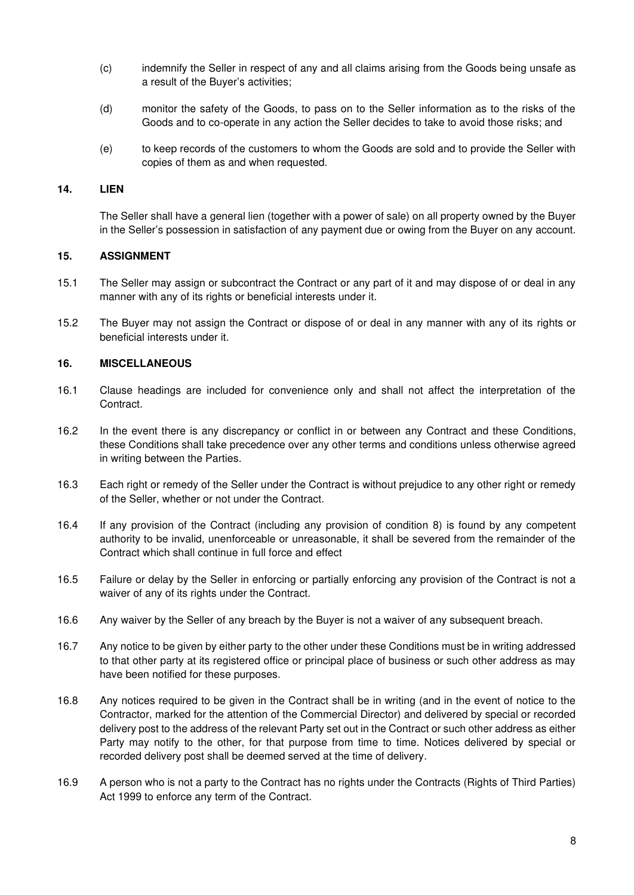(c) indemnify the Seller in respect of any and all claims arising from the Goods being unsafe as a result of the Buyer's activities;

(d) monitor the safety of the Goods, to pass on to the Seller information as to the risks of the Goods and to co-operate in any action the Seller decides to take to avoid those risks; and

(e) to keep records of the customers to whom the Goods are sold and to provide the Seller with copies of them as and when requested.

## 14. LIEN

The Seller shall have a general lien (together with a power of sale) on all property owned by the Buyer in the Seller's possession in satisfaction of any payment due or owing from the Buyer on any account.

## 15. ASSIGNMENT

15.1 The Seller may assign or subcontract the Contract or any part of it and may dispose of or deal in any manner with any of its rights or beneficial interests under it.

15.2 The Buyer may not assign the Contract or dispose of or deal in any manner with any of its rights or beneficial interests under it.

## 16. MISCELLANEOUS

16.1 Clause headings are included for convenience only and shall not affect the interpretation of the Contract.

16.2 In the event there is any discrepancy or conflict in or between any Contract and these Conditions, these Conditions shall take precedence over any other terms and conditions unless otherwise agreed in writing between the Parties.

16.3 Each right or remedy of the Seller under the Contract is without prejudice to any other right or remedy of the Seller, whether or not under the Contract.

16.4 If any provision of the Contract (including any provision of condition 8) is found by any competent authority to be invalid, unenforceable or unreasonable, it shall be severed from the remainder of the Contract which shall continue in full force and effect

16.5 Failure or delay by the Seller in enforcing or partially enforcing any provision of the Contract is not a waiver of any of its rights under the Contract.

16.6 Any waiver by the Seller of any breach by the Buyer is not a waiver of any subsequent breach.

16.7 Any notice to be given by either party to the other under these Conditions must be in writing addressed to that other party at its registered office or principal place of business or such other address as may have been notified for these purposes.

16.8 Any notices required to be given in the Contract shall be in writing (and in the event of notice to the Contractor, marked for the attention of the Commercial Director) and delivered by special or recorded delivery post to the address of the relevant Party set out in the Contract or such other address as either Party may notify to the other, for that purpose from time to time. Notices delivered by special or recorded delivery post shall be deemed served at the time of delivery.

16.9 A person who is not a party to the Contract has no rights under the Contracts (Rights of Third Parties) Act 1999 to enforce any term of the Contract.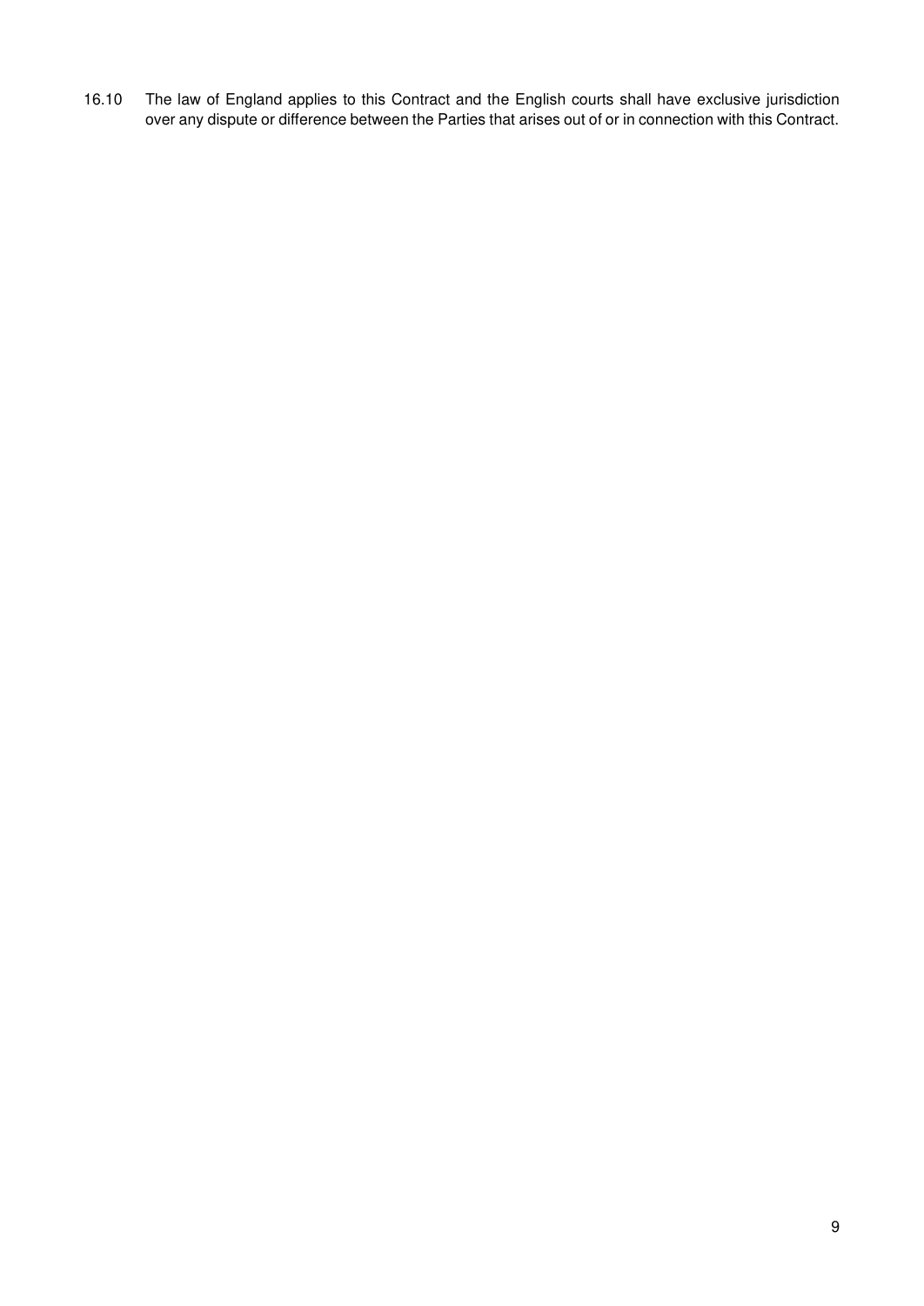16.10 The law of England applies to this Contract and the English courts shall have exclusive jurisdiction over any dispute or difference between the Parties that arises out of or in connection with this Contract.